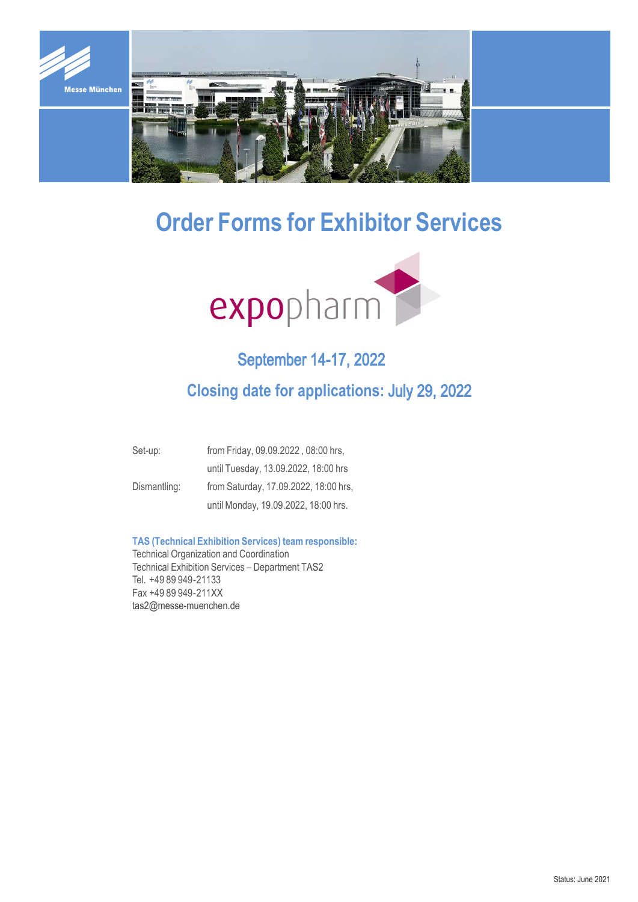# Order Forms for Exhibitor Services

expopharm

## September 14-17, 2022

## Closing date for applications: July 29, 2022

| | |
|---|---|
| Set-up: | from Friday, 09.09.2022 , 08:00 hrs, |
| | until Tuesday, 13.09.2022, 18:00 hrs |
| Dismantling: | from Saturday, 17.09.2022, 18:00 hrs, |
| | until Monday, 19.09.2022, 18:00 hrs. |

**TAS (Technical Exhibition Services) team responsible:**
Technical Organization and Coordination
Technical Exhibition Services – Department TAS2
Tel. +49 89 949-21133
Fax +49 89 949-211XX
tas2@messe-muenchen.de

Status: June 2021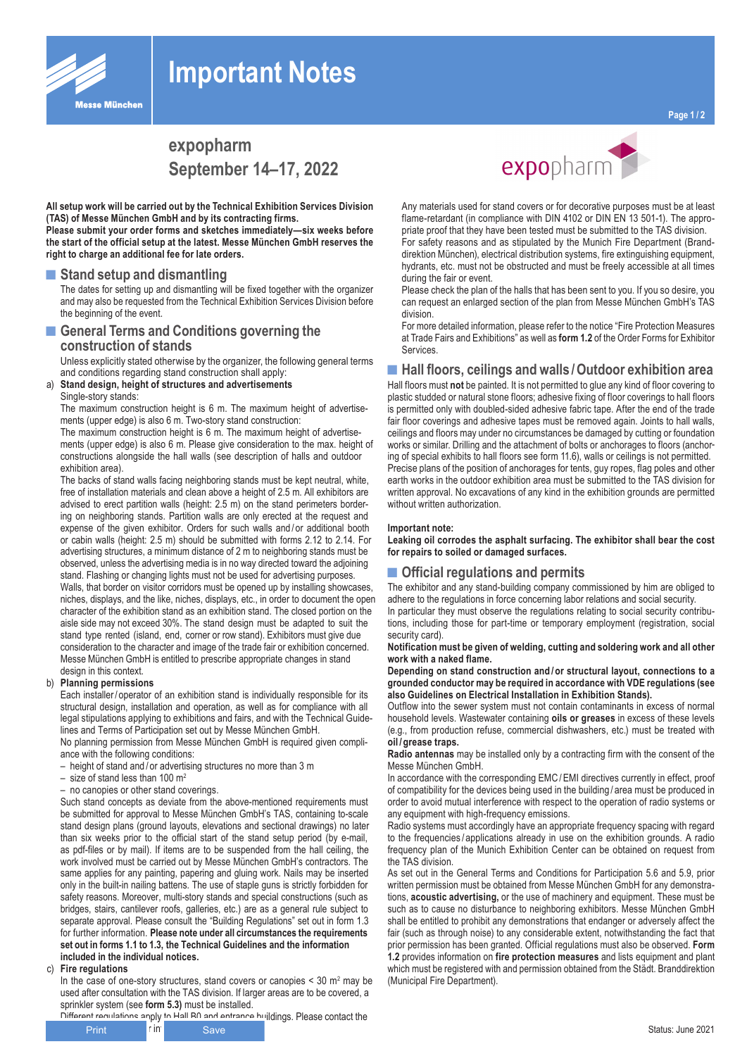# Important Notes

## expopharm
## September 14–17, 2022

**All setup work will be carried out by the Technical Exhibition Services Division (TAS) of Messe München GmbH and by its contracting firms.**
**Please submit your order forms and sketches immediately—six weeks before the start of the official setup at the latest. Messe München GmbH reserves the right to charge an additional fee for late orders.**

## Stand setup and dismantling

The dates for setting up and dismantling will be fixed together with the organizer and may also be requested from the Technical Exhibition Services Division before the beginning of the event.

## General Terms and Conditions governing the construction of stands

Unless explicitly stated otherwise by the organizer, the following general terms and conditions regarding stand construction shall apply:

a) **Stand design, height of structures and advertisements**

Single-story stands:
The maximum construction height is 6 m. The maximum height of advertisements (upper edge) is also 6 m. Two-story stand construction:
The maximum construction height is 6 m. The maximum height of advertisements (upper edge) is also 6 m. Please give consideration to the max. height of constructions alongside the hall walls (see description of halls and outdoor exhibition area).

The backs of stand walls facing neighboring stands must be kept neutral, white, free of installation materials and clean above a height of 2.5 m. All exhibitors are advised to erect partition walls (height: 2.5 m) on the stand perimeters bordering on neighboring stands. Partition walls are only erected at the request and expense of the given exhibitor. Orders for such walls and / or additional booth or cabin walls (height: 2.5 m) should be submitted with forms 2.12 to 2.14. For advertising structures, a minimum distance of 2 m to neighboring stands must be observed, unless the advertising media is in no way directed toward the adjoining stand. Flashing or changing lights must not be used for advertising purposes.
Walls, that border on visitor corridors must be opened up by installing showcases, niches, displays, and the like, niches, displays, etc., in order to document the open character of the exhibition stand as an exhibition stand. The closed portion on the aisle side may not exceed 30%. The stand design must be adapted to suit the stand type rented (island, end, corner or row stand). Exhibitors must give due consideration to the character and image of the trade fair or exhibition concerned. Messe München GmbH is entitled to prescribe appropriate changes in stand design in this context.

b) **Planning permissions**

Each installer / operator of an exhibition stand is individually responsible for its structural design, installation and operation, as well as for compliance with all legal stipulations applying to exhibitions and fairs, and with the Technical Guidelines and Terms of Participation set out by Messe München GmbH.
No planning permission from Messe München GmbH is required given compliance with the following conditions:

- height of stand and / or advertising structures no more than 3 m
- size of stand less than 100 m$^2$
- no canopies or other stand coverings.

Such stand concepts as deviate from the above-mentioned requirements must be submitted for approval to Messe München GmbH's TAS, containing to-scale stand design plans (ground layouts, elevations and sectional drawings) no later than six weeks prior to the official start of the stand setup period (by e-mail, as pdf-files or by mail). If items are to be suspended from the hall ceiling, the work involved must be carried out by Messe München GmbH's contractors. The same applies for any painting, papering and gluing work. Nails may be inserted only in the built-in nailing battens. The use of staple guns is strictly forbidden for safety reasons. Moreover, multi-story stands and special constructions (such as bridges, stairs, cantilever roofs, galleries, etc.) are as a general rule subject to separate approval. Please consult the "Building Regulations" set out in form 1.3 for further information. **Please note under all circumstances the requirements set out in forms 1.1 to 1.3, the Technical Guidelines and the information included in the individual notices.**

c) **Fire regulations**

In the case of one-story structures, stand covers or canopies < 30 m$^2$ may be used after consultation with the TAS division. If larger areas are to be covered, a sprinkler system (see **form 5.3)** must be installed.
Different regulations apply to Hall B0 and entrance buildings. Please contact the

Any materials used for stand covers or for decorative purposes must be at least flame-retardant (in compliance with DIN 4102 or DIN EN 13 501-1). The appropriate proof that they have been tested must be submitted to the TAS division.
For safety reasons and as stipulated by the Munich Fire Department (Branddirektion München), electrical distribution systems, fire extinguishing equipment, hydrants, etc. must not be obstructed and must be freely accessible at all times during the fair or event.
Please check the plan of the halls that has been sent to you. If you so desire, you can request an enlarged section of the plan from Messe München GmbH's TAS division.
For more detailed information, please refer to the notice "Fire Protection Measures at Trade Fairs and Exhibitions" as well as **form 1.2** of the Order Forms for Exhibitor Services.

## Hall floors, ceilings and walls / Outdoor exhibition area

Hall floors must **not** be painted. It is not permitted to glue any kind of floor covering to plastic studded or natural stone floors; adhesive fixing of floor coverings to hall floors is permitted only with doubled-sided adhesive fabric tape. After the end of the trade fair floor coverings and adhesive tapes must be removed again. Joints to hall walls, ceilings and floors may under no circumstances be damaged by cutting or foundation works or similar. Drilling and the attachment of bolts or anchorages to floors (anchoring of special exhibits to hall floors see form 11.6), walls or ceilings is not permitted. Precise plans of the position of anchorages for tents, guy ropes, flag poles and other earth works in the outdoor exhibition area must be submitted to the TAS division for written approval. No excavations of any kind in the exhibition grounds are permitted without written authorization.

**Important note:**
**Leaking oil corrodes the asphalt surfacing. The exhibitor shall bear the cost for repairs to soiled or damaged surfaces.**

## Official regulations and permits

The exhibitor and any stand-building company commissioned by him are obliged to adhere to the regulations in force concerning labor relations and social security.
In particular they must observe the regulations relating to social security contributions, including those for part-time or temporary employment (registration, social security card).
**Notification must be given of welding, cutting and soldering work and all other work with a naked flame.**
**Depending on stand construction and / or structural layout, connections to a grounded conductor may be required in accordance with VDE regulations (see also Guidelines on Electrical Installation in Exhibition Stands).**
Outflow into the sewer system must not contain contaminants in excess of normal household levels. Wastewater containing **oils or greases** in excess of these levels (e.g., from production refuse, commercial dishwashers, etc.) must be treated with **oil / grease traps.**
**Radio antennas** may be installed only by a contracting firm with the consent of the Messe München GmbH.
In accordance with the corresponding EMC / EMI directives currently in effect, proof of compatibility for the devices being used in the building / area must be produced in order to avoid mutual interference with respect to the operation of radio systems or any equipment with high-frequency emissions.
Radio systems must accordingly have an appropriate frequency spacing with regard to the frequencies / applications already in use on the exhibition grounds. A radio frequency plan of the Munich Exhibition Center can be obtained on request from the TAS division.
As set out in the General Terms and Conditions for Participation 5.6 and 5.9, prior written permission must be obtained from Messe München GmbH for any demonstrations, **acoustic advertising,** or the use of machinery and equipment. These must be such as to cause no disturbance to neighboring exhibitors. Messe München GmbH shall be entitled to prohibit any demonstrations that endanger or adversely affect the fair (such as through noise) to any considerable extent, notwithstanding the fact that prior permission has been granted. Official regulations must also be observed. **Form 1.2** provides information on **fire protection measures** and lists equipment and plant which must be registered with and permission obtained from the Städt. Branddirektion (Municipal Fire Department).

Status: June 2021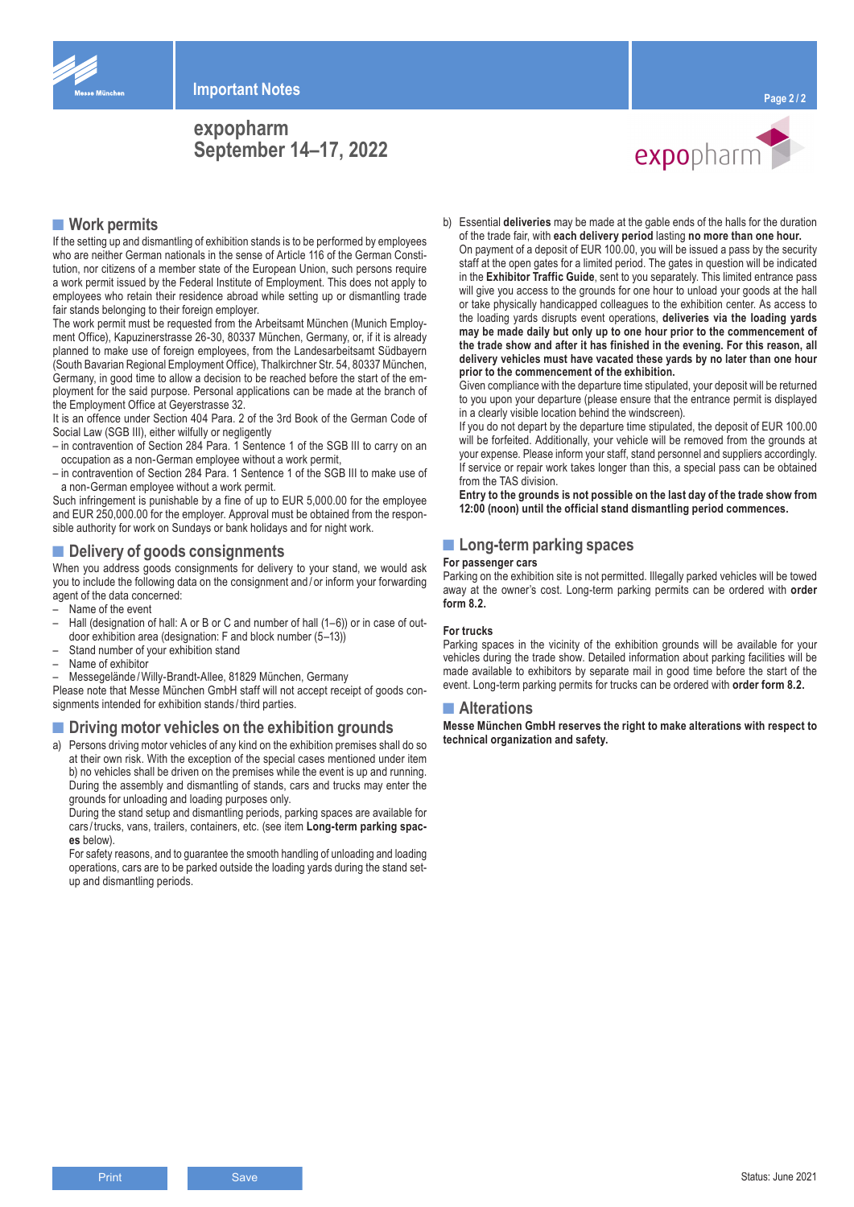## Important Notes

**expopharm**
**September 14–17, 2022**

## Work permits

If the setting up and dismantling of exhibition stands is to be performed by employees who are neither German nationals in the sense of Article 116 of the German Constitution, nor citizens of a member state of the European Union, such persons require a work permit issued by the Federal Institute of Employment. This does not apply to employees who retain their residence abroad while setting up or dismantling trade fair stands belonging to their foreign employer.

The work permit must be requested from the Arbeitsamt München (Munich Employment Office), Kapuzinerstrasse 26-30, 80337 München, Germany, or, if it is already planned to make use of foreign employees, from the Landesarbeitsamt Südbayern (South Bavarian Regional Employment Office), Thalkirchner Str. 54, 80337 München, Germany, in good time to allow a decision to be reached before the start of the employment for the said purpose. Personal applications can be made at the branch of the Employment Office at Geyerstrasse 32.

It is an offence under Section 404 Para. 2 of the 3rd Book of the German Code of Social Law (SGB III), either wilfully or negligently

– in contravention of Section 284 Para. 1 Sentence 1 of the SGB III to carry on an occupation as a non-German employee without a work permit,
– in contravention of Section 284 Para. 1 Sentence 1 of the SGB III to make use of a non-German employee without a work permit.

Such infringement is punishable by a fine of up to EUR 5,000.00 for the employee and EUR 250,000.00 for the employer. Approval must be obtained from the responsible authority for work on Sundays or bank holidays and for night work.

## Delivery of goods consignments

When you address goods consignments for delivery to your stand, we would ask you to include the following data on the consignment and / or inform your forwarding agent of the data concerned:

- Name of the event
- Hall (designation of hall: A or B or C and number of hall (1–6)) or in case of outdoor exhibition area (designation: F and block number (5–13))
- Stand number of your exhibition stand
- Name of exhibitor
- Messegelände / Willy-Brandt-Allee, 81829 München, Germany

Please note that Messe München GmbH staff will not accept receipt of goods consignments intended for exhibition stands / third parties.

## Driving motor vehicles on the exhibition grounds

a) Persons driving motor vehicles of any kind on the exhibition premises shall do so at their own risk. With the exception of the special cases mentioned under item b) no vehicles shall be driven on the premises while the event is up and running. During the assembly and dismantling of stands, cars and trucks may enter the grounds for unloading and loading purposes only.
During the stand setup and dismantling periods, parking spaces are available for cars / trucks, vans, trailers, containers, etc. (see item **Long-term parking spaces** below).
For safety reasons, and to guarantee the smooth handling of unloading and loading operations, cars are to be parked outside the loading yards during the stand setup and dismantling periods.

b) Essential **deliveries** may be made at the gable ends of the halls for the duration of the trade fair, with **each delivery period** lasting **no more than one hour.**
On payment of a deposit of EUR 100.00, you will be issued a pass by the security staff at the open gates for a limited period. The gates in question will be indicated in the **Exhibitor Traffic Guide**, sent to you separately. This limited entrance pass will give you access to the grounds for one hour to unload your goods at the hall or take physically handicapped colleagues to the exhibition center. As access to the loading yards disrupts event operations, **deliveries via the loading yards may be made daily but only up to one hour prior to the commencement of the trade show and after it has finished in the evening. For this reason, all delivery vehicles must have vacated these yards by no later than one hour prior to the commencement of the exhibition.**
Given compliance with the departure time stipulated, your deposit will be returned to you upon your departure (please ensure that the entrance permit is displayed in a clearly visible location behind the windscreen).
If you do not depart by the departure time stipulated, the deposit of EUR 100.00 will be forfeited. Additionally, your vehicle will be removed from the grounds at your expense. Please inform your staff, stand personnel and suppliers accordingly. If service or repair work takes longer than this, a special pass can be obtained from the TAS division.
**Entry to the grounds is not possible on the last day of the trade show from 12:00 (noon) until the official stand dismantling period commences.**

## Long-term parking spaces

**For passenger cars**
Parking on the exhibition site is not permitted. Illegally parked vehicles will be towed away at the owner's cost. Long-term parking permits can be ordered with **order form 8.2.**

**For trucks**
Parking spaces in the vicinity of the exhibition grounds will be available for your vehicles during the trade show. Detailed information about parking facilities will be made available to exhibitors by separate mail in good time before the start of the event. Long-term parking permits for trucks can be ordered with **order form 8.2.**

## Alterations

**Messe München GmbH reserves the right to make alterations with respect to technical organization and safety.**

Status: June 2021